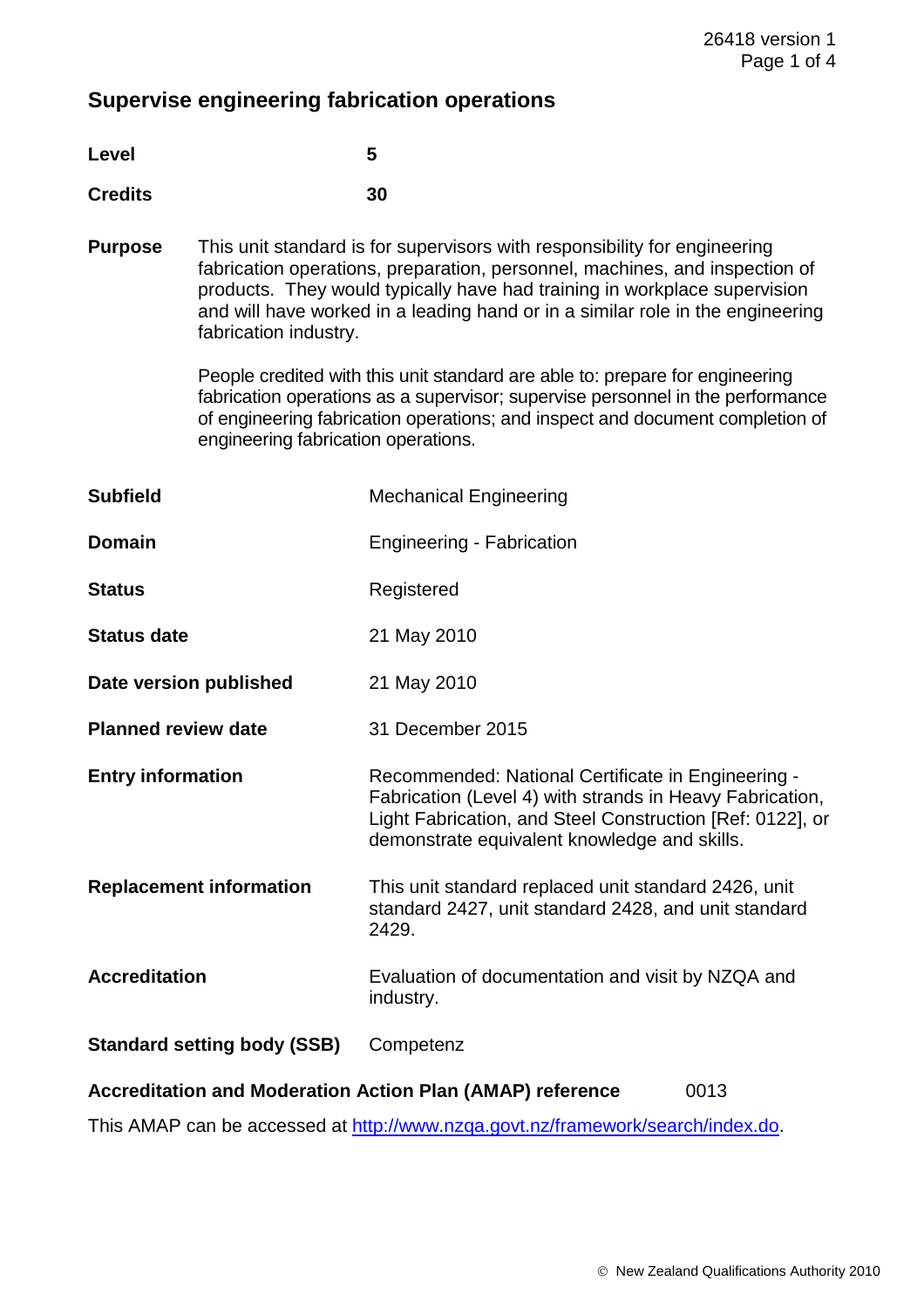# Supervise engineering fabrication operations

| | |
|---|---|
| **Level** | **5** |
| **Credits** | **30** |

**Purpose**

This unit standard is for supervisors with responsibility for engineering fabrication operations, preparation, personnel, machines, and inspection of products. They would typically have had training in workplace supervision and will have worked in a leading hand or in a similar role in the engineering fabrication industry.

People credited with this unit standard are able to: prepare for engineering fabrication operations as a supervisor; supervise personnel in the performance of engineering fabrication operations; and inspect and document completion of engineering fabrication operations.

| | |
|---|---|
| **Subfield** | Mechanical Engineering |
| **Domain** | Engineering - Fabrication |
| **Status** | Registered |
| **Status date** | 21 May 2010 |
| **Date version published** | 21 May 2010 |
| **Planned review date** | 31 December 2015 |
| **Entry information** | Recommended: National Certificate in Engineering - Fabrication (Level 4) with strands in Heavy Fabrication, Light Fabrication, and Steel Construction [Ref: 0122], or demonstrate equivalent knowledge and skills. |
| **Replacement information** | This unit standard replaced unit standard 2426, unit standard 2427, unit standard 2428, and unit standard 2429. |
| **Accreditation** | Evaluation of documentation and visit by NZQA and industry. |
| **Standard setting body (SSB)** | Competenz |

**Accreditation and Moderation Action Plan (AMAP) reference** 0013

This AMAP can be accessed at http://www.nzqa.govt.nz/framework/search/index.do.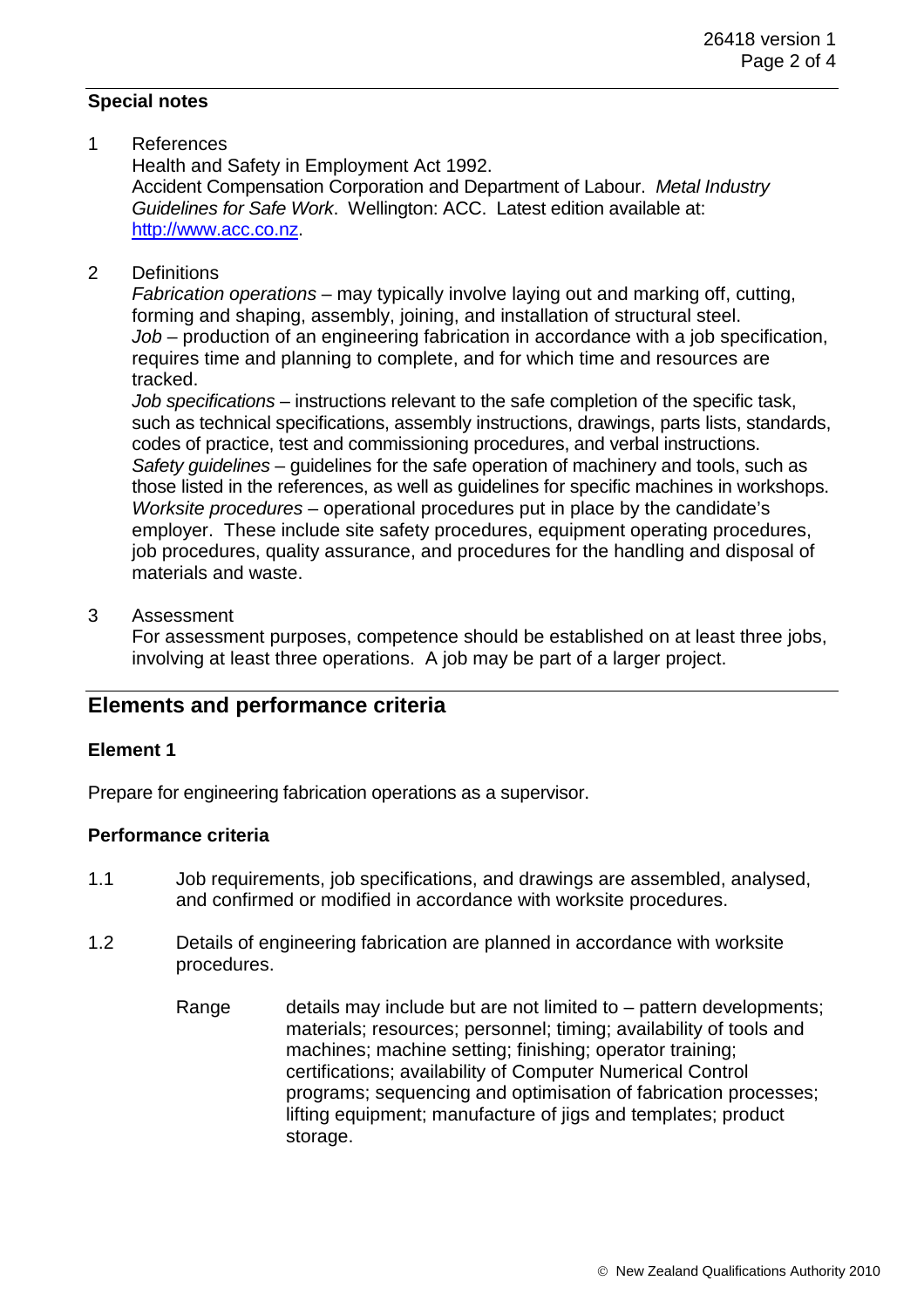## Special notes

1. References

   Health and Safety in Employment Act 1992.
   Accident Compensation Corporation and Department of Labour. *Metal Industry Guidelines for Safe Work*. Wellington: ACC. Latest edition available at: http://www.acc.co.nz.

2. Definitions

   *Fabrication operations* – may typically involve laying out and marking off, cutting, forming and shaping, assembly, joining, and installation of structural steel.
   *Job* – production of an engineering fabrication in accordance with a job specification, requires time and planning to complete, and for which time and resources are tracked.
   *Job specifications* – instructions relevant to the safe completion of the specific task, such as technical specifications, assembly instructions, drawings, parts lists, standards, codes of practice, test and commissioning procedures, and verbal instructions.
   *Safety guidelines* – guidelines for the safe operation of machinery and tools, such as those listed in the references, as well as guidelines for specific machines in workshops.
   *Worksite procedures* – operational procedures put in place by the candidate's employer. These include site safety procedures, equipment operating procedures, job procedures, quality assurance, and procedures for the handling and disposal of materials and waste.

3. Assessment

   For assessment purposes, competence should be established on at least three jobs, involving at least three operations. A job may be part of a larger project.

## Elements and performance criteria

### Element 1

Prepare for engineering fabrication operations as a supervisor.

### Performance criteria

1.1 Job requirements, job specifications, and drawings are assembled, analysed, and confirmed or modified in accordance with worksite procedures.

1.2 Details of engineering fabrication are planned in accordance with worksite procedures.

Range: details may include but are not limited to – pattern developments; materials; resources; personnel; timing; availability of tools and machines; machine setting; finishing; operator training; certifications; availability of Computer Numerical Control programs; sequencing and optimisation of fabrication processes; lifting equipment; manufacture of jigs and templates; product storage.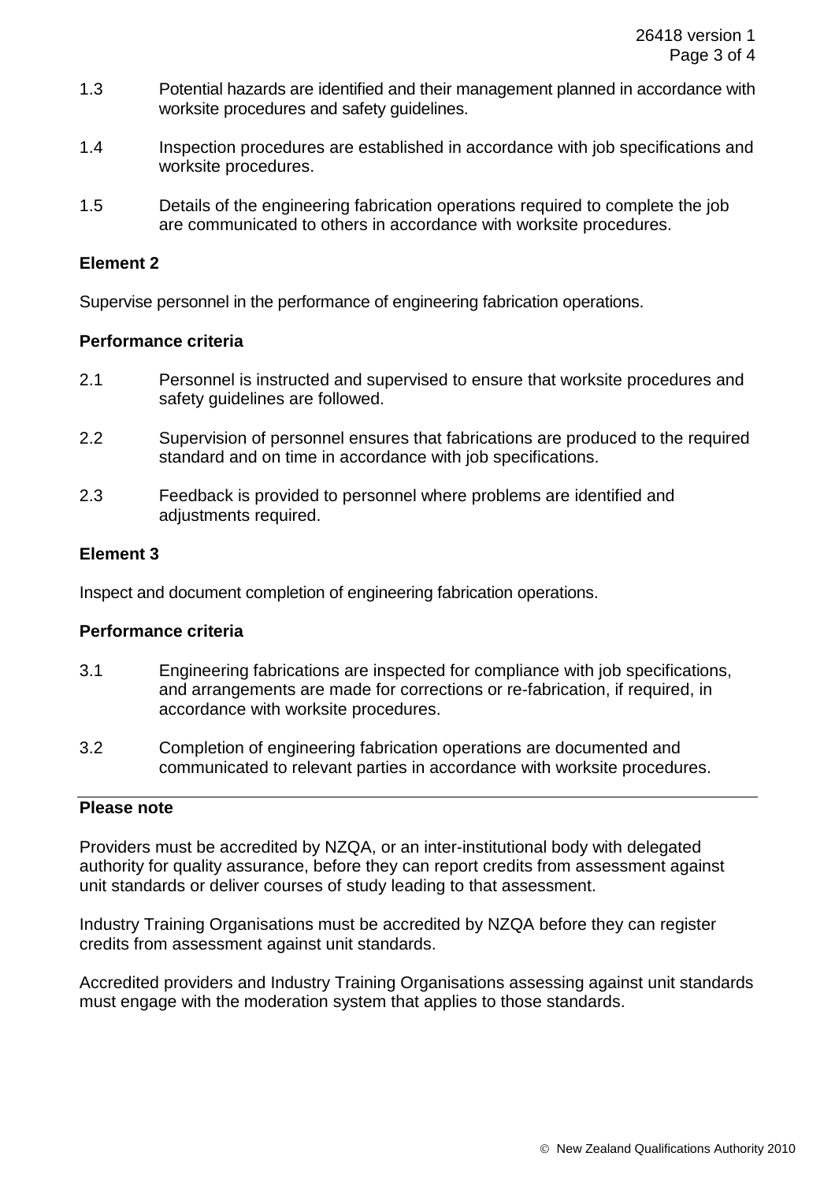1.3 Potential hazards are identified and their management planned in accordance with worksite procedures and safety guidelines.

1.4 Inspection procedures are established in accordance with job specifications and worksite procedures.

1.5 Details of the engineering fabrication operations required to complete the job are communicated to others in accordance with worksite procedures.

**Element 2**

Supervise personnel in the performance of engineering fabrication operations.

**Performance criteria**

2.1 Personnel is instructed and supervised to ensure that worksite procedures and safety guidelines are followed.

2.2 Supervision of personnel ensures that fabrications are produced to the required standard and on time in accordance with job specifications.

2.3 Feedback is provided to personnel where problems are identified and adjustments required.

**Element 3**

Inspect and document completion of engineering fabrication operations.

**Performance criteria**

3.1 Engineering fabrications are inspected for compliance with job specifications, and arrangements are made for corrections or re-fabrication, if required, in accordance with worksite procedures.

3.2 Completion of engineering fabrication operations are documented and communicated to relevant parties in accordance with worksite procedures.

---

**Please note**

Providers must be accredited by NZQA, or an inter-institutional body with delegated authority for quality assurance, before they can report credits from assessment against unit standards or deliver courses of study leading to that assessment.

Industry Training Organisations must be accredited by NZQA before they can register credits from assessment against unit standards.

Accredited providers and Industry Training Organisations assessing against unit standards must engage with the moderation system that applies to those standards.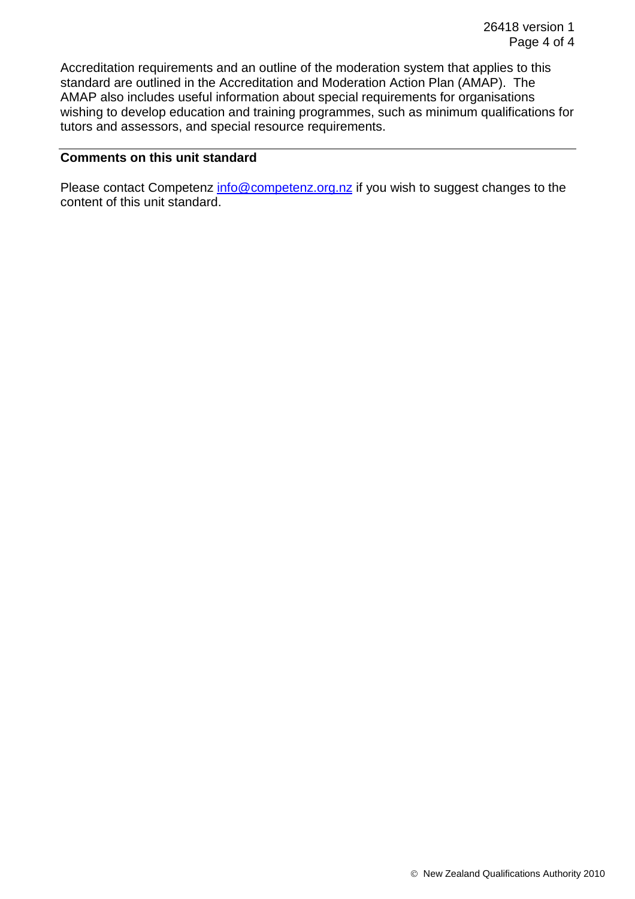Accreditation requirements and an outline of the moderation system that applies to this standard are outlined in the Accreditation and Moderation Action Plan (AMAP). The AMAP also includes useful information about special requirements for organisations wishing to develop education and training programmes, such as minimum qualifications for tutors and assessors, and special resource requirements.

---

**Comments on this unit standard**

Please contact Competenz info@competenz.org.nz if you wish to suggest changes to the content of this unit standard.